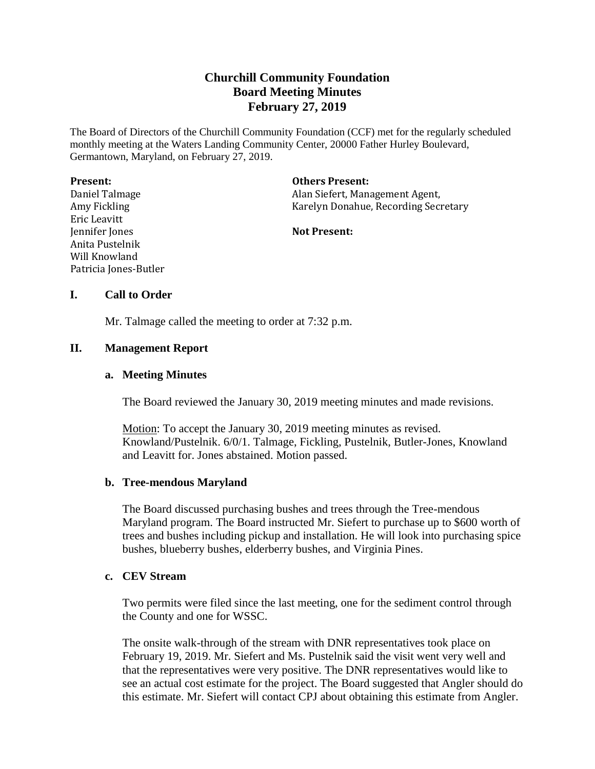# Churchill Community Foundation
# Board Meeting Minutes
# February 27, 2019

The Board of Directors of the Churchill Community Foundation (CCF) met for the regularly scheduled monthly meeting at the Waters Landing Community Center, 20000 Father Hurley Boulevard, Germantown, Maryland, on February 27, 2019.

**Present:**
Daniel Talmage
Amy Fickling
Eric Leavitt
Jennifer Jones
Anita Pustelnik
Will Knowland
Patricia Jones-Butler

**Others Present:**
Alan Siefert, Management Agent,
Karelyn Donahue, Recording Secretary

**Not Present:**

## I. Call to Order

Mr. Talmage called the meeting to order at 7:32 p.m.

## II. Management Report

### a. Meeting Minutes

The Board reviewed the January 30, 2019 meeting minutes and made revisions.

Motion: To accept the January 30, 2019 meeting minutes as revised. Knowland/Pustelnik. 6/0/1. Talmage, Fickling, Pustelnik, Butler-Jones, Knowland and Leavitt for. Jones abstained. Motion passed.

### b. Tree-mendous Maryland

The Board discussed purchasing bushes and trees through the Tree-mendous Maryland program. The Board instructed Mr. Siefert to purchase up to $600 worth of trees and bushes including pickup and installation. He will look into purchasing spice bushes, blueberry bushes, elderberry bushes, and Virginia Pines.

### c. CEV Stream

Two permits were filed since the last meeting, one for the sediment control through the County and one for WSSC.

The onsite walk-through of the stream with DNR representatives took place on February 19, 2019. Mr. Siefert and Ms. Pustelnik said the visit went very well and that the representatives were very positive. The DNR representatives would like to see an actual cost estimate for the project. The Board suggested that Angler should do this estimate. Mr. Siefert will contact CPJ about obtaining this estimate from Angler.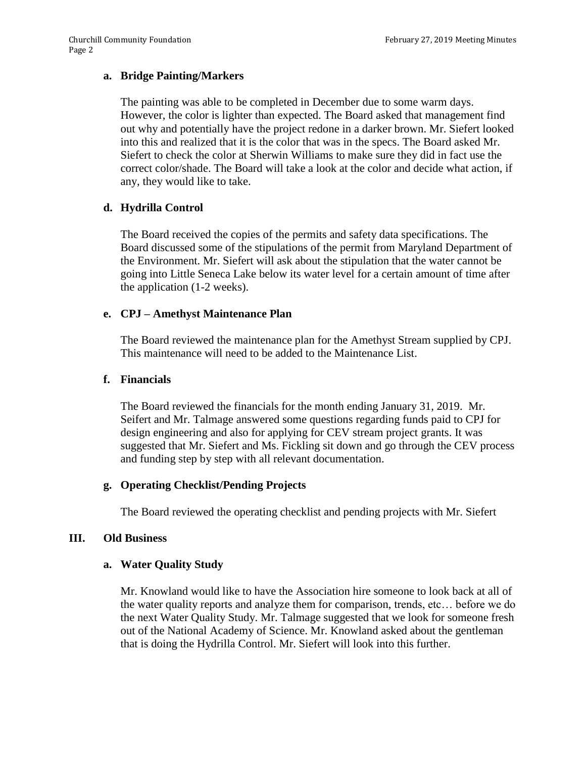**a. Bridge Painting/Markers**

The painting was able to be completed in December due to some warm days. However, the color is lighter than expected. The Board asked that management find out why and potentially have the project redone in a darker brown. Mr. Siefert looked into this and realized that it is the color that was in the specs. The Board asked Mr. Siefert to check the color at Sherwin Williams to make sure they did in fact use the correct color/shade. The Board will take a look at the color and decide what action, if any, they would like to take.

**d. Hydrilla Control**

The Board received the copies of the permits and safety data specifications. The Board discussed some of the stipulations of the permit from Maryland Department of the Environment. Mr. Siefert will ask about the stipulation that the water cannot be going into Little Seneca Lake below its water level for a certain amount of time after the application (1-2 weeks).

**e. CPJ – Amethyst Maintenance Plan**

The Board reviewed the maintenance plan for the Amethyst Stream supplied by CPJ. This maintenance will need to be added to the Maintenance List.

**f. Financials**

The Board reviewed the financials for the month ending January 31, 2019. Mr. Seifert and Mr. Talmage answered some questions regarding funds paid to CPJ for design engineering and also for applying for CEV stream project grants. It was suggested that Mr. Siefert and Ms. Fickling sit down and go through the CEV process and funding step by step with all relevant documentation.

**g. Operating Checklist/Pending Projects**

The Board reviewed the operating checklist and pending projects with Mr. Siefert

## III. Old Business

**a. Water Quality Study**

Mr. Knowland would like to have the Association hire someone to look back at all of the water quality reports and analyze them for comparison, trends, etc… before we do the next Water Quality Study. Mr. Talmage suggested that we look for someone fresh out of the National Academy of Science. Mr. Knowland asked about the gentleman that is doing the Hydrilla Control. Mr. Siefert will look into this further.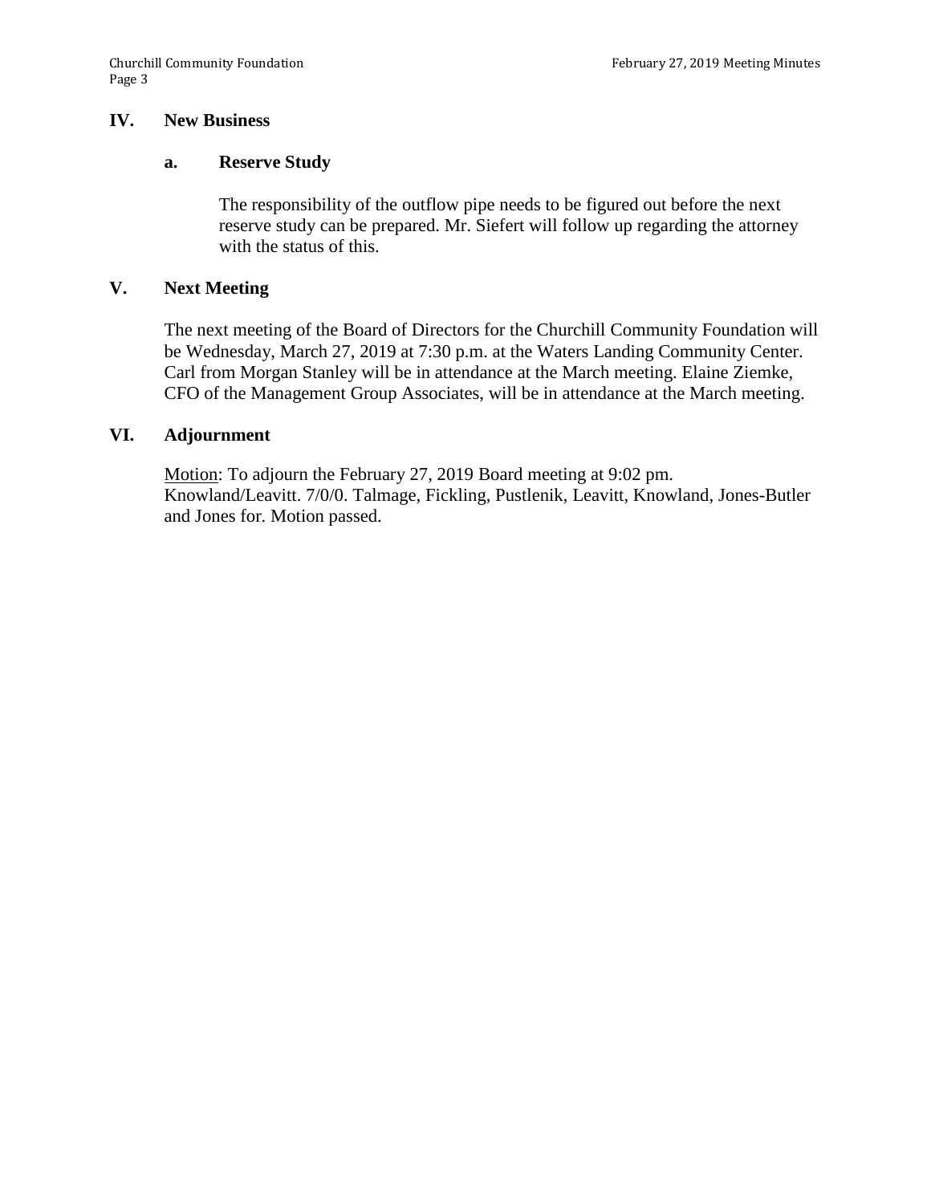## IV. New Business

### a. Reserve Study

The responsibility of the outflow pipe needs to be figured out before the next reserve study can be prepared. Mr. Siefert will follow up regarding the attorney with the status of this.

## V. Next Meeting

The next meeting of the Board of Directors for the Churchill Community Foundation will be Wednesday, March 27, 2019 at 7:30 p.m. at the Waters Landing Community Center. Carl from Morgan Stanley will be in attendance at the March meeting. Elaine Ziemke, CFO of the Management Group Associates, will be in attendance at the March meeting.

## VI. Adjournment

Motion: To adjourn the February 27, 2019 Board meeting at 9:02 pm. Knowland/Leavitt. 7/0/0. Talmage, Fickling, Pustlenik, Leavitt, Knowland, Jones-Butler and Jones for. Motion passed.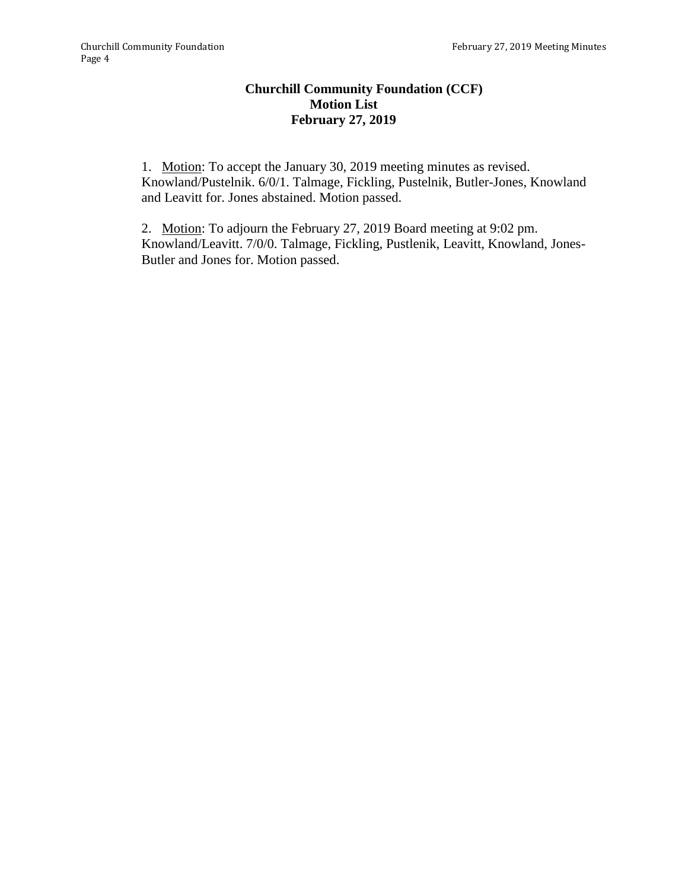**Churchill Community Foundation (CCF)**
**Motion List**
**February 27, 2019**

1. <u>Motion</u>: To accept the January 30, 2019 meeting minutes as revised. Knowland/Pustelnik. 6/0/1. Talmage, Fickling, Pustelnik, Butler-Jones, Knowland and Leavitt for. Jones abstained. Motion passed.

2. <u>Motion</u>: To adjourn the February 27, 2019 Board meeting at 9:02 pm. Knowland/Leavitt. 7/0/0. Talmage, Fickling, Pustlenik, Leavitt, Knowland, Jones-Butler and Jones for. Motion passed.